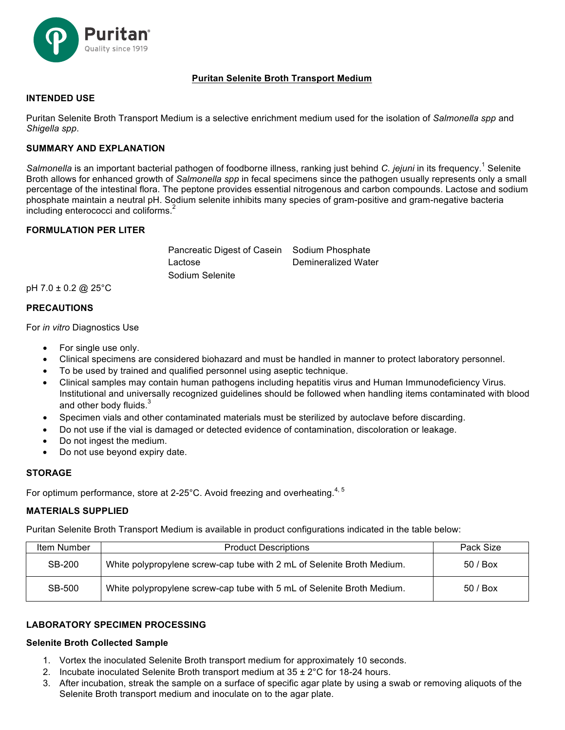Puritan

Quality since 1919

# Puritan Selenite Broth Transport Medium

## INTENDED USE

Puritan Selenite Broth Transport Medium is a selective enrichment medium used for the isolation of *Salmonella spp* and *Shigella spp*.

## SUMMARY AND EXPLANATION

*Salmonella* is an important bacterial pathogen of foodborne illness, ranking just behind *C. jejuni* in its frequency.[1] Selenite Broth allows for enhanced growth of *Salmonella spp* in fecal specimens since the pathogen usually represents only a small percentage of the intestinal flora. The peptone provides essential nitrogenous and carbon compounds. Lactose and sodium phosphate maintain a neutral pH. Sodium selenite inhibits many species of gram-positive and gram-negative bacteria including enterococci and coliforms.[2]

## FORMULATION PER LITER

| | |
|---|---|
| Pancreatic Digest of Casein | Sodium Phosphate |
| Lactose | Demineralized Water |
| Sodium Selenite | |

pH 7.0 ± 0.2 @ 25°C

## PRECAUTIONS

For *in vitro* Diagnostics Use

- For single use only.
- Clinical specimens are considered biohazard and must be handled in manner to protect laboratory personnel.
- To be used by trained and qualified personnel using aseptic technique.
- Clinical samples may contain human pathogens including hepatitis virus and Human Immunodeficiency Virus. Institutional and universally recognized guidelines should be followed when handling items contaminated with blood and other body fluids.[3]
- Specimen vials and other contaminated materials must be sterilized by autoclave before discarding.
- Do not use if the vial is damaged or detected evidence of contamination, discoloration or leakage.
- Do not ingest the medium.
- Do not use beyond expiry date.

## STORAGE

For optimum performance, store at 2-25°C. Avoid freezing and overheating.[4, 5]

## MATERIALS SUPPLIED

Puritan Selenite Broth Transport Medium is available in product configurations indicated in the table below:

| Item Number | Product Descriptions | Pack Size |
|---|---|---|
| SB-200 | White polypropylene screw-cap tube with 2 mL of Selenite Broth Medium. | 50 / Box |
| SB-500 | White polypropylene screw-cap tube with 5 mL of Selenite Broth Medium. | 50 / Box |

## LABORATORY SPECIMEN PROCESSING

### Selenite Broth Collected Sample

1. Vortex the inoculated Selenite Broth transport medium for approximately 10 seconds.
2. Incubate inoculated Selenite Broth transport medium at 35 ± 2°C for 18-24 hours.
3. After incubation, streak the sample on a surface of specific agar plate by using a swab or removing aliquots of the Selenite Broth transport medium and inoculate on to the agar plate.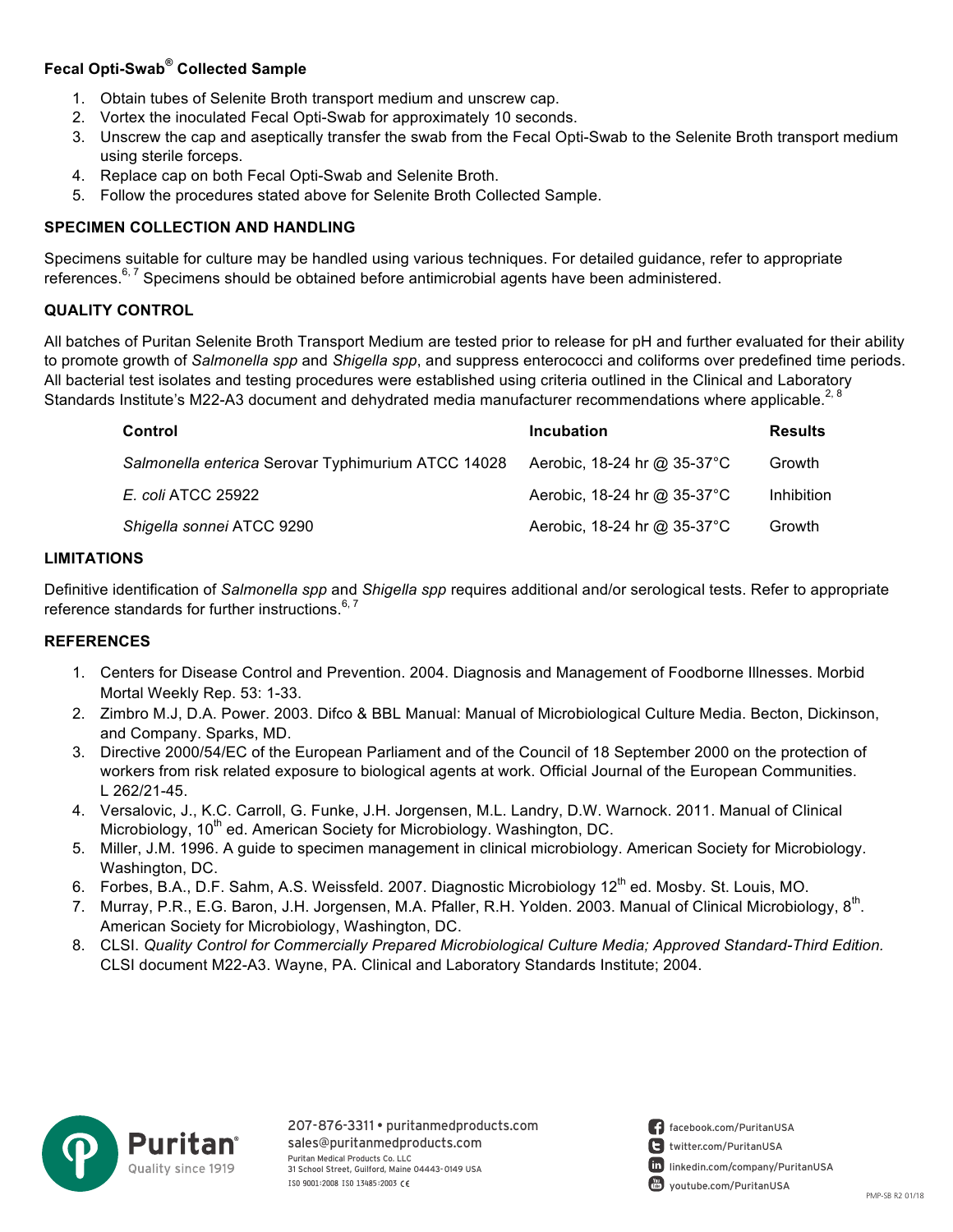### Fecal Opti-Swab® Collected Sample

1. Obtain tubes of Selenite Broth transport medium and unscrew cap.
2. Vortex the inoculated Fecal Opti-Swab for approximately 10 seconds.
3. Unscrew the cap and aseptically transfer the swab from the Fecal Opti-Swab to the Selenite Broth transport medium using sterile forceps.
4. Replace cap on both Fecal Opti-Swab and Selenite Broth.
5. Follow the procedures stated above for Selenite Broth Collected Sample.

### SPECIMEN COLLECTION AND HANDLING

Specimens suitable for culture may be handled using various techniques. For detailed guidance, refer to appropriate references.[6, 7] Specimens should be obtained before antimicrobial agents have been administered.

### QUALITY CONTROL

All batches of Puritan Selenite Broth Transport Medium are tested prior to release for pH and further evaluated for their ability to promote growth of *Salmonella spp* and *Shigella spp*, and suppress enterococci and coliforms over predefined time periods. All bacterial test isolates and testing procedures were established using criteria outlined in the Clinical and Laboratory Standards Institute's M22-A3 document and dehydrated media manufacturer recommendations where applicable.[2, 8]

| Control | Incubation | Results |
|---|---|---|
| *Salmonella enterica* Serovar Typhimurium ATCC 14028 | Aerobic, 18-24 hr @ 35-37°C | Growth |
| *E. coli* ATCC 25922 | Aerobic, 18-24 hr @ 35-37°C | Inhibition |
| *Shigella sonnei* ATCC 9290 | Aerobic, 18-24 hr @ 35-37°C | Growth |

### LIMITATIONS

Definitive identification of *Salmonella spp* and *Shigella spp* requires additional and/or serological tests. Refer to appropriate reference standards for further instructions.[6, 7]

### REFERENCES

1. Centers for Disease Control and Prevention. 2004. Diagnosis and Management of Foodborne Illnesses. Morbid Mortal Weekly Rep. 53: 1-33.
2. Zimbro M.J, D.A. Power. 2003. Difco & BBL Manual: Manual of Microbiological Culture Media. Becton, Dickinson, and Company. Sparks, MD.
3. Directive 2000/54/EC of the European Parliament and of the Council of 18 September 2000 on the protection of workers from risk related exposure to biological agents at work. Official Journal of the European Communities. L 262/21-45.
4. Versalovic, J., K.C. Carroll, G. Funke, J.H. Jorgensen, M.L. Landry, D.W. Warnock. 2011. Manual of Clinical Microbiology, 10th ed. American Society for Microbiology. Washington, DC.
5. Miller, J.M. 1996. A guide to specimen management in clinical microbiology. American Society for Microbiology. Washington, DC.
6. Forbes, B.A., D.F. Sahm, A.S. Weissfeld. 2007. Diagnostic Microbiology 12th ed. Mosby. St. Louis, MO.
7. Murray, P.R., E.G. Baron, J.H. Jorgensen, M.A. Pfaller, R.H. Yolden. 2003. Manual of Clinical Microbiology, 8th. American Society for Microbiology, Washington, DC.
8. CLSI. *Quality Control for Commercially Prepared Microbiological Culture Media; Approved Standard-Third Edition.* CLSI document M22-A3. Wayne, PA. Clinical and Laboratory Standards Institute; 2004.

Puritan® Quality since 1919

207-876-3311 • puritanmedproducts.com
sales@puritanmedproducts.com
Puritan Medical Products Co. LLC
31 School Street, Guilford, Maine 04443-0149 USA
ISO 9001:2008 ISO 13485:2003 CE

facebook.com/PuritanUSA
twitter.com/PuritanUSA
linkedin.com/company/PuritanUSA
youtube.com/PuritanUSA

PMP-SB R2 01/18